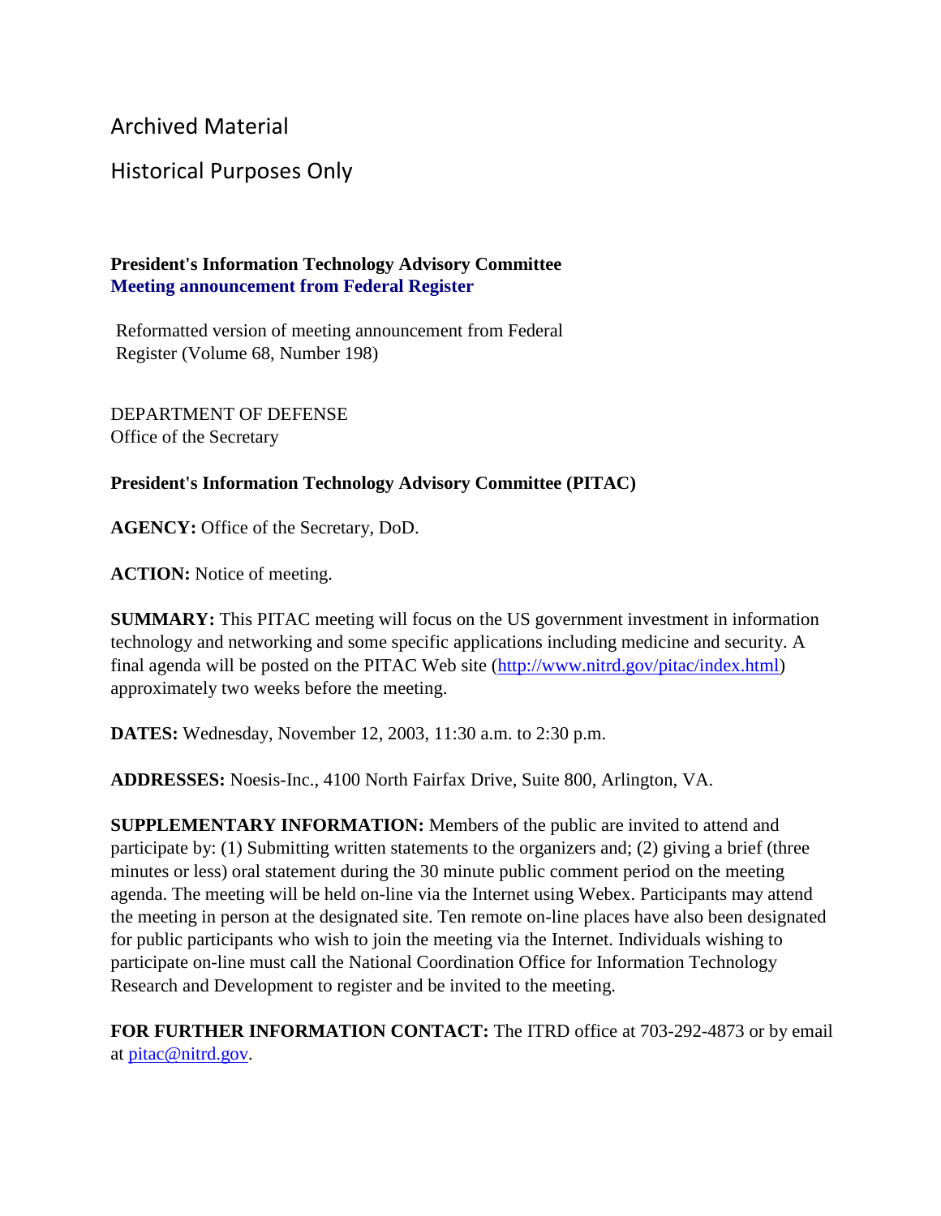Archived Material

Historical Purposes Only

**President's Information Technology Advisory Committee**
**Meeting announcement from Federal Register**

Reformatted version of meeting announcement from Federal Register (Volume 68, Number 198)

DEPARTMENT OF DEFENSE
Office of the Secretary

**President's Information Technology Advisory Committee (PITAC)**

**AGENCY:** Office of the Secretary, DoD.

**ACTION:** Notice of meeting.

**SUMMARY:** This PITAC meeting will focus on the US government investment in information technology and networking and some specific applications including medicine and security. A final agenda will be posted on the PITAC Web site (http://www.nitrd.gov/pitac/index.html) approximately two weeks before the meeting.

**DATES:** Wednesday, November 12, 2003, 11:30 a.m. to 2:30 p.m.

**ADDRESSES:** Noesis-Inc., 4100 North Fairfax Drive, Suite 800, Arlington, VA.

**SUPPLEMENTARY INFORMATION:** Members of the public are invited to attend and participate by: (1) Submitting written statements to the organizers and; (2) giving a brief (three minutes or less) oral statement during the 30 minute public comment period on the meeting agenda. The meeting will be held on-line via the Internet using Webex. Participants may attend the meeting in person at the designated site. Ten remote on-line places have also been designated for public participants who wish to join the meeting via the Internet. Individuals wishing to participate on-line must call the National Coordination Office for Information Technology Research and Development to register and be invited to the meeting.

**FOR FURTHER INFORMATION CONTACT:** The ITRD office at 703-292-4873 or by email at pitac@nitrd.gov.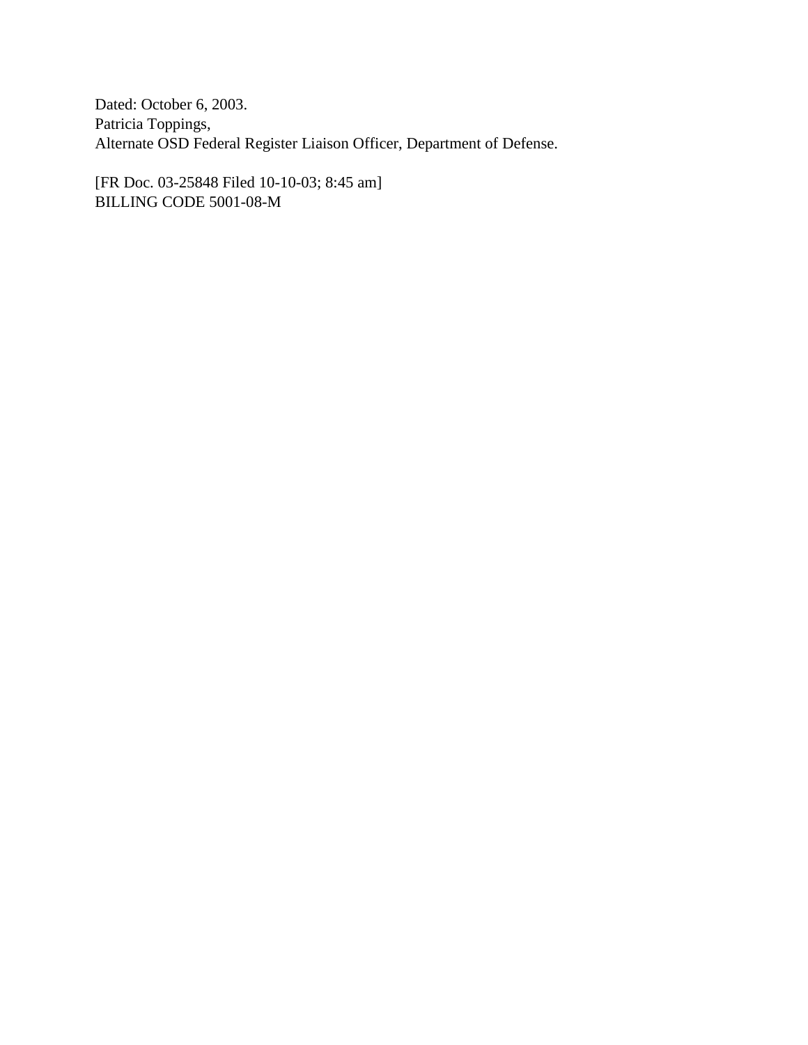Dated: October 6, 2003.
Patricia Toppings,
Alternate OSD Federal Register Liaison Officer, Department of Defense.

[FR Doc. 03-25848 Filed 10-10-03; 8:45 am]
BILLING CODE 5001-08-M